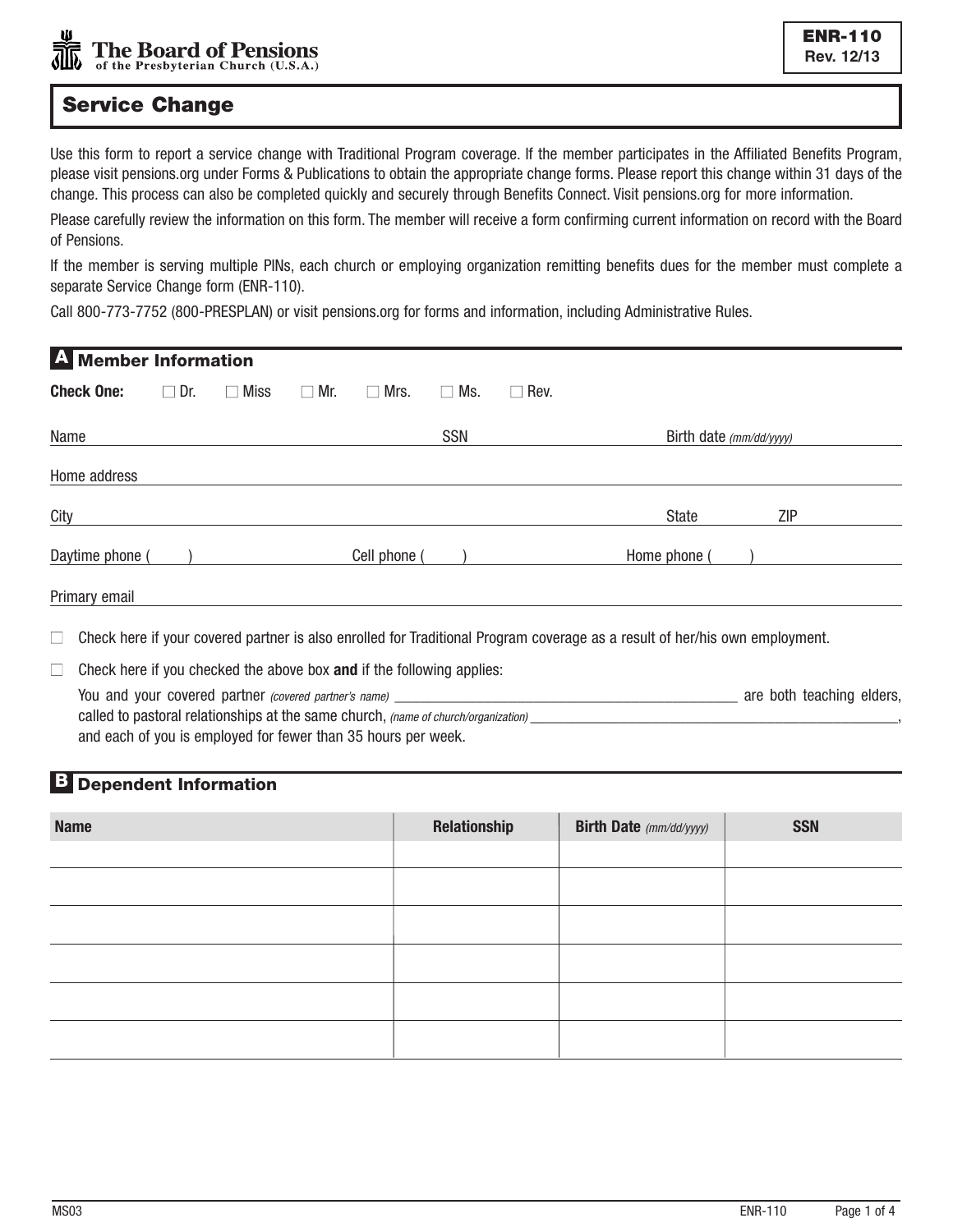The Board of Pensions
of the Presbyterian Church (U.S.A.)

**ENR-110**
**Rev. 12/13**

# Service Change

Use this form to report a service change with Traditional Program coverage. If the member participates in the Affiliated Benefits Program, please visit pensions.org under Forms & Publications to obtain the appropriate change forms. Please report this change within 31 days of the change. This process can also be completed quickly and securely through Benefits Connect. Visit pensions.org for more information.

Please carefully review the information on this form. The member will receive a form confirming current information on record with the Board of Pensions.

If the member is serving multiple PINs, each church or employing organization remitting benefits dues for the member must complete a separate Service Change form (ENR-110).

Call 800-773-7752 (800-PRESPLAN) or visit pensions.org for forms and information, including Administrative Rules.

## A Member Information

**Check One:** ☐ Dr. ☐ Miss ☐ Mr. ☐ Mrs. ☐ Ms. ☐ Rev.

Name ____________________ SSN ____________________ Birth date *(mm/dd/yyyy)* ____________________

Home address ________________________________________

City ____________________ State ________ ZIP ________

Daytime phone (     ) ____________ Cell phone (     ) ____________ Home phone (     ) ____________

Primary email ________________________________________

☐ Check here if your covered partner is also enrolled for Traditional Program coverage as a result of her/his own employment.

☐ Check here if you checked the above box **and** if the following applies:
You and your covered partner *(covered partner's name)* ____________________ are both teaching elders, called to pastoral relationships at the same church, *(name of church/organization)* ____________________, and each of you is employed for fewer than 35 hours per week.

## B Dependent Information

| Name | Relationship | Birth Date *(mm/dd/yyyy)* | SSN |
|---|---|---|---|
| | | | |
| | | | |
| | | | |
| | | | |
| | | | |
| | | | |

MS03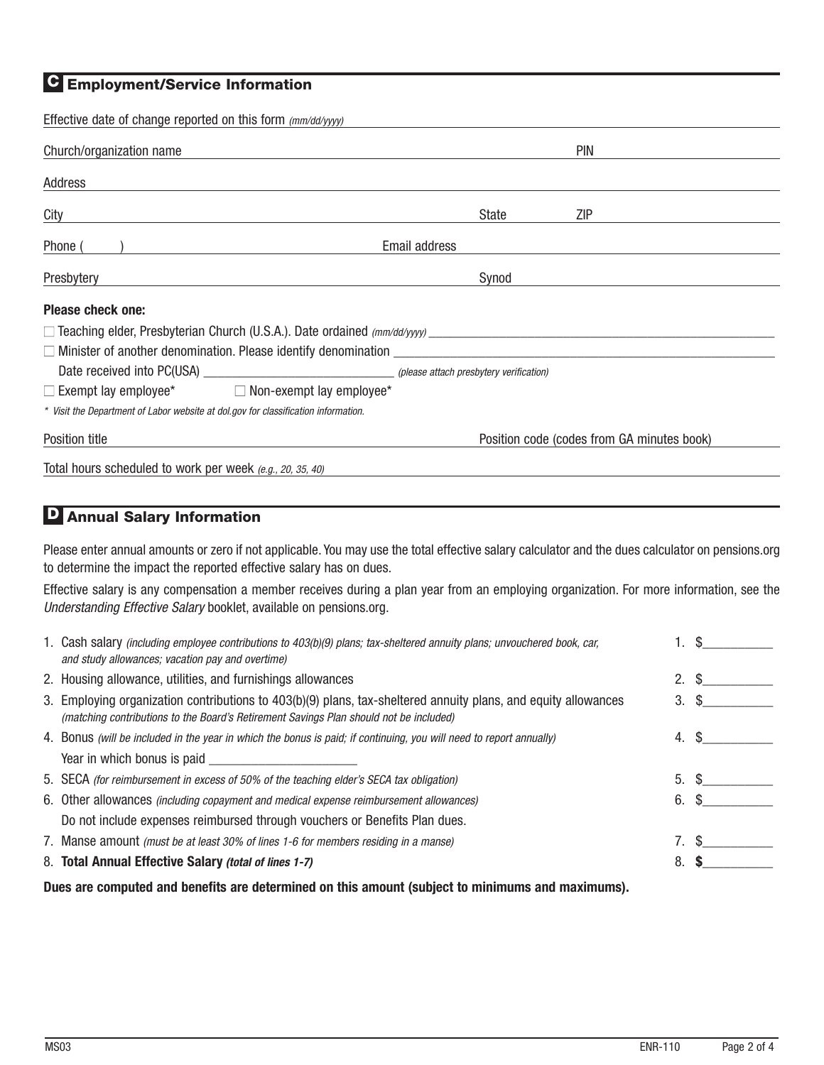## C Employment/Service Information

Effective date of change reported on this form *(mm/dd/yyyy)* ______________________

Church/organization name ______________________ PIN ______________________

Address ______________________

City ______________________ State ________ ZIP ______________________

Phone (      ) ______________________ Email address ______________________

Presbytery ______________________ Synod ______________________

**Please check one:**

☐ Teaching elder, Presbyterian Church (U.S.A.). Date ordained *(mm/dd/yyyy)* ______________________

☐ Minister of another denomination. Please identify denomination ______________________

Date received into PC(USA) ______________________ *(please attach presbytery verification)*

☐ Exempt lay employee*     ☐ Non-exempt lay employee*

*\* Visit the Department of Labor website at dol.gov for classification information.*

Position title ______________________ Position code (codes from GA minutes book) ______________________

Total hours scheduled to work per week *(e.g., 20, 35, 40)* ______________________

## D Annual Salary Information

Please enter annual amounts or zero if not applicable. You may use the total effective salary calculator and the dues calculator on pensions.org to determine the impact the reported effective salary has on dues.

Effective salary is any compensation a member receives during a plan year from an employing organization. For more information, see the *Understanding Effective Salary* booklet, available on pensions.org.

1. Cash salary *(including employee contributions to 403(b)(9) plans; tax-sheltered annuity plans; unvouchered book, car, and study allowances; vacation pay and overtime)* — 1. $__________
2. Housing allowance, utilities, and furnishings allowances — 2. $__________
3. Employing organization contributions to 403(b)(9) plans, tax-sheltered annuity plans, and equity allowances *(matching contributions to the Board's Retirement Savings Plan should not be included)* — 3. $__________
4. Bonus *(will be included in the year in which the bonus is paid; if continuing, you will need to report annually)* — 4. $__________
   Year in which bonus is paid ______________________
5. SECA *(for reimbursement in excess of 50% of the teaching elder's SECA tax obligation)* — 5. $__________
6. Other allowances *(including copayment and medical expense reimbursement allowances)* — 6. $__________
   Do not include expenses reimbursed through vouchers or Benefits Plan dues.
7. Manse amount *(must be at least 30% of lines 1-6 for members residing in a manse)* — 7. $__________
8. **Total Annual Effective Salary *(total of lines 1-7)*** — 8. **$**__________

**Dues are computed and benefits are determined on this amount (subject to minimums and maximums).**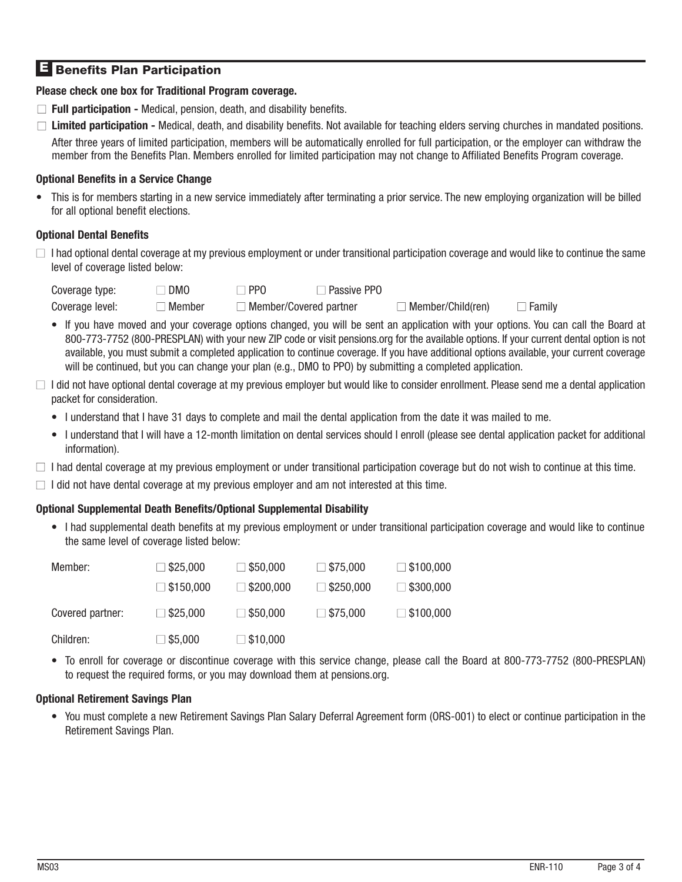## E Benefits Plan Participation

**Please check one box for Traditional Program coverage.**

- ☐ **Full participation -** Medical, pension, death, and disability benefits.
- ☐ **Limited participation -** Medical, death, and disability benefits. Not available for teaching elders serving churches in mandated positions.

  After three years of limited participation, members will be automatically enrolled for full participation, or the employer can withdraw the member from the Benefits Plan. Members enrolled for limited participation may not change to Affiliated Benefits Program coverage.

### Optional Benefits in a Service Change

- This is for members starting in a new service immediately after terminating a prior service. The new employing organization will be billed for all optional benefit elections.

### Optional Dental Benefits

☐ I had optional dental coverage at my previous employment or under transitional participation coverage and would like to continue the same level of coverage listed below:

| | | | | |
|---|---|---|---|---|
| Coverage type: | ☐ DMO | ☐ PPO | ☐ Passive PPO | |
| Coverage level: | ☐ Member | ☐ Member/Covered partner | ☐ Member/Child(ren) | ☐ Family |

- If you have moved and your coverage options changed, you will be sent an application with your options. You can call the Board at 800-773-7752 (800-PRESPLAN) with your new ZIP code or visit pensions.org for the available options. If your current dental option is not available, you must submit a completed application to continue coverage. If you have additional options available, your current coverage will be continued, but you can change your plan (e.g., DMO to PPO) by submitting a completed application.

☐ I did not have optional dental coverage at my previous employer but would like to consider enrollment. Please send me a dental application packet for consideration.

- I understand that I have 31 days to complete and mail the dental application from the date it was mailed to me.
- I understand that I will have a 12-month limitation on dental services should I enroll (please see dental application packet for additional information).

☐ I had dental coverage at my previous employment or under transitional participation coverage but do not wish to continue at this time.

☐ I did not have dental coverage at my previous employer and am not interested at this time.

### Optional Supplemental Death Benefits/Optional Supplemental Disability

- I had supplemental death benefits at my previous employment or under transitional participation coverage and would like to continue the same level of coverage listed below:

| | | | | |
|---|---|---|---|---|
| Member: | ☐ $25,000 | ☐ $50,000 | ☐ $75,000 | ☐ $100,000 |
| | ☐ $150,000 | ☐ $200,000 | ☐ $250,000 | ☐ $300,000 |
| Covered partner: | ☐ $25,000 | ☐ $50,000 | ☐ $75,000 | ☐ $100,000 |
| Children: | ☐ $5,000 | ☐ $10,000 | | |

- To enroll for coverage or discontinue coverage with this service change, please call the Board at 800-773-7752 (800-PRESPLAN) to request the required forms, or you may download them at pensions.org.

### Optional Retirement Savings Plan

- You must complete a new Retirement Savings Plan Salary Deferral Agreement form (ORS-001) to elect or continue participation in the Retirement Savings Plan.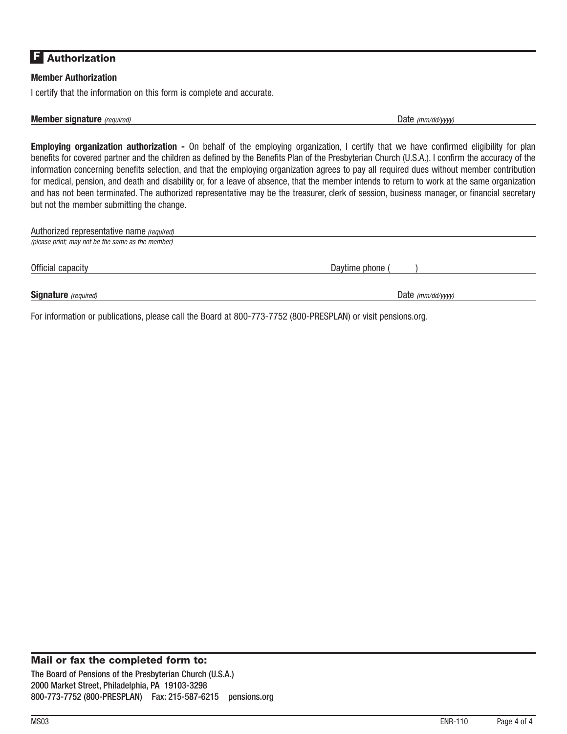## F Authorization

**Member Authorization**

I certify that the information on this form is complete and accurate.

**Member signature** *(required)* \_\_\_\_\_\_\_\_\_\_\_\_\_\_\_\_\_\_\_\_\_\_\_\_\_\_\_\_ Date *(mm/dd/yyyy)* \_\_\_\_\_\_\_\_\_\_\_\_

**Employing organization authorization -** On behalf of the employing organization, I certify that we have confirmed eligibility for plan benefits for covered partner and the children as defined by the Benefits Plan of the Presbyterian Church (U.S.A.). I confirm the accuracy of the information concerning benefits selection, and that the employing organization agrees to pay all required dues without member contribution for medical, pension, and death and disability or, for a leave of absence, that the member intends to return to work at the same organization and has not been terminated. The authorized representative may be the treasurer, clerk of session, business manager, or financial secretary but not the member submitting the change.

Authorized representative name *(required)* \_\_\_\_\_\_\_\_\_\_\_\_\_\_\_\_\_\_\_\_\_\_\_\_\_\_\_\_
*(please print; may not be the same as the member)*

Official capacity \_\_\_\_\_\_\_\_\_\_\_\_\_\_\_\_\_\_\_\_\_\_\_\_\_\_\_\_ Daytime phone (      ) \_\_\_\_\_\_\_\_\_\_\_\_

**Signature** *(required)* \_\_\_\_\_\_\_\_\_\_\_\_\_\_\_\_\_\_\_\_\_\_\_\_\_\_\_\_ Date *(mm/dd/yyyy)* \_\_\_\_\_\_\_\_\_\_\_\_

For information or publications, please call the Board at 800-773-7752 (800-PRESPLAN) or visit pensions.org.

## Mail or fax the completed form to:

The Board of Pensions of the Presbyterian Church (U.S.A.)
2000 Market Street, Philadelphia, PA 19103-3298
800-773-7752 (800-PRESPLAN) Fax: 215-587-6215 pensions.org

MS03 ENR-110